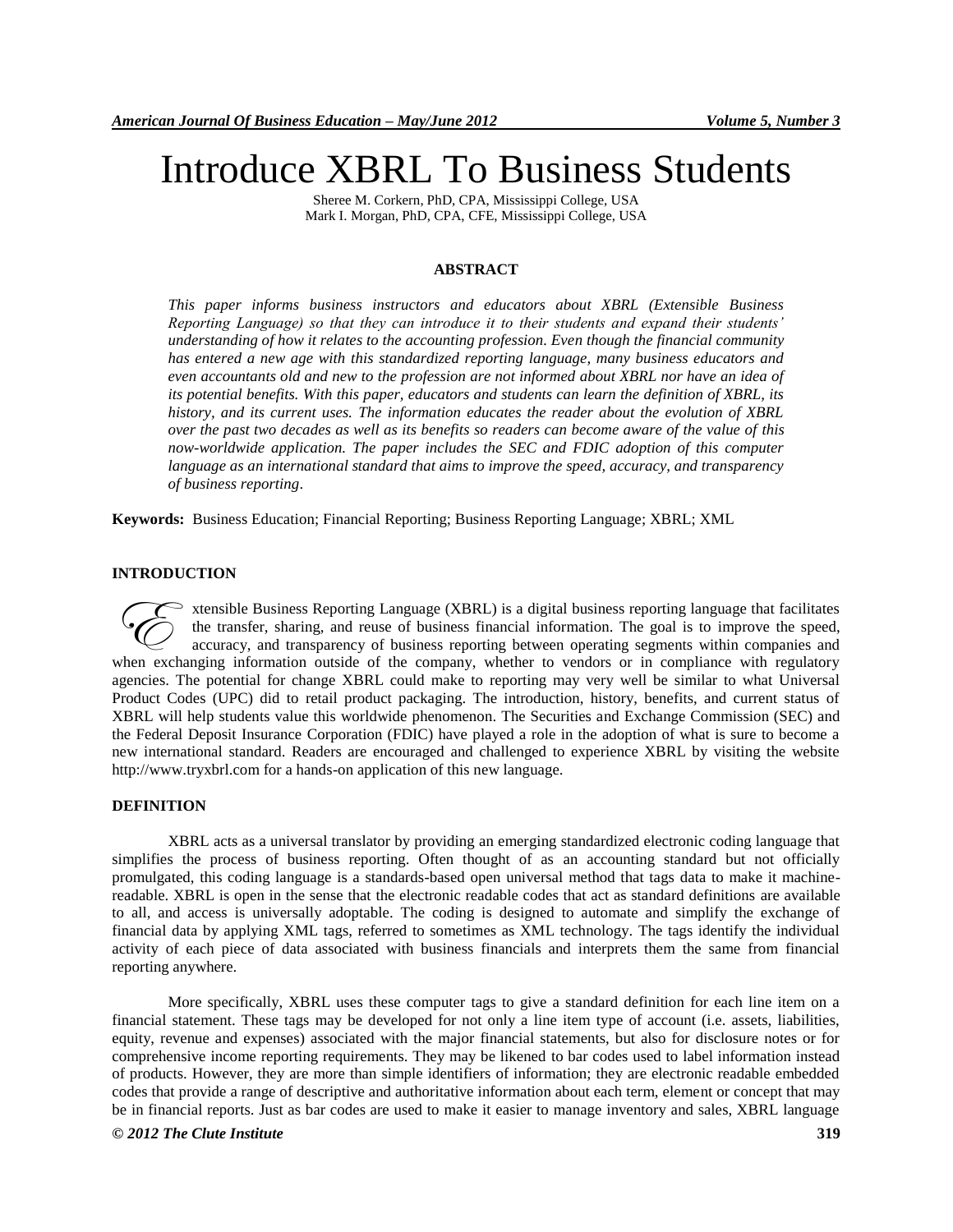# Introduce XBRL To Business Students

Sheree M. Corkern, PhD, CPA, Mississippi College, USA
Mark I. Morgan, PhD, CPA, CFE, Mississippi College, USA

## ABSTRACT

*This paper informs business instructors and educators about XBRL (Extensible Business Reporting Language) so that they can introduce it to their students and expand their students' understanding of how it relates to the accounting profession. Even though the financial community has entered a new age with this standardized reporting language, many business educators and even accountants old and new to the profession are not informed about XBRL nor have an idea of its potential benefits. With this paper, educators and students can learn the definition of XBRL, its history, and its current uses. The information educates the reader about the evolution of XBRL over the past two decades as well as its benefits so readers can become aware of the value of this now-worldwide application. The paper includes the SEC and FDIC adoption of this computer language as an international standard that aims to improve the speed, accuracy, and transparency of business reporting.*

**Keywords:** Business Education; Financial Reporting; Business Reporting Language; XBRL; XML

## INTRODUCTION

Extensible Business Reporting Language (XBRL) is a digital business reporting language that facilitates the transfer, sharing, and reuse of business financial information. The goal is to improve the speed, accuracy, and transparency of business reporting between operating segments within companies and when exchanging information outside of the company, whether to vendors or in compliance with regulatory agencies. The potential for change XBRL could make to reporting may very well be similar to what Universal Product Codes (UPC) did to retail product packaging. The introduction, history, benefits, and current status of XBRL will help students value this worldwide phenomenon. The Securities and Exchange Commission (SEC) and the Federal Deposit Insurance Corporation (FDIC) have played a role in the adoption of what is sure to become a new international standard. Readers are encouraged and challenged to experience XBRL by visiting the website http://www.tryxbrl.com for a hands-on application of this new language.

## DEFINITION

XBRL acts as a universal translator by providing an emerging standardized electronic coding language that simplifies the process of business reporting. Often thought of as an accounting standard but not officially promulgated, this coding language is a standards-based open universal method that tags data to make it machine-readable. XBRL is open in the sense that the electronic readable codes that act as standard definitions are available to all, and access is universally adoptable. The coding is designed to automate and simplify the exchange of financial data by applying XML tags, referred to sometimes as XML technology. The tags identify the individual activity of each piece of data associated with business financials and interprets them the same from financial reporting anywhere.

More specifically, XBRL uses these computer tags to give a standard definition for each line item on a financial statement. These tags may be developed for not only a line item type of account (i.e. assets, liabilities, equity, revenue and expenses) associated with the major financial statements, but also for disclosure notes or for comprehensive income reporting requirements. They may be likened to bar codes used to label information instead of products. However, they are more than simple identifiers of information; they are electronic readable embedded codes that provide a range of descriptive and authoritative information about each term, element or concept that may be in financial reports. Just as bar codes are used to make it easier to manage inventory and sales, XBRL language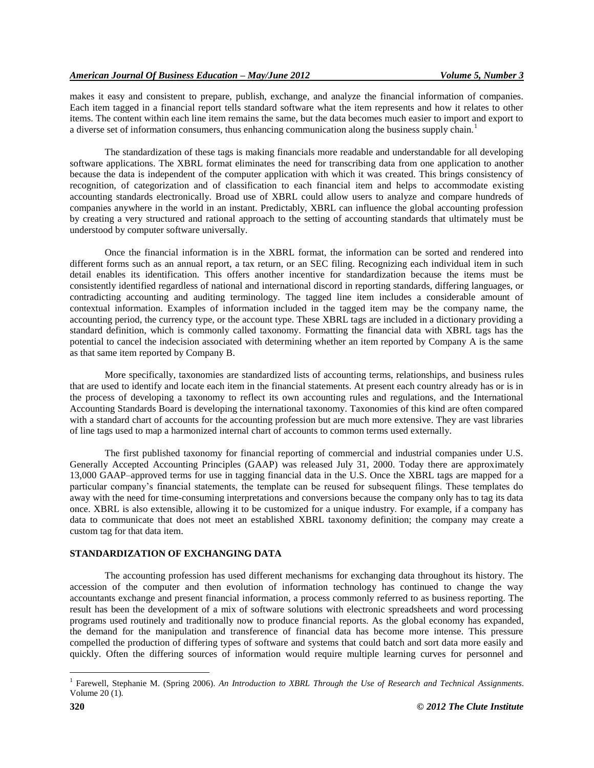makes it easy and consistent to prepare, publish, exchange, and analyze the financial information of companies. Each item tagged in a financial report tells standard software what the item represents and how it relates to other items. The content within each line item remains the same, but the data becomes much easier to import and export to a diverse set of information consumers, thus enhancing communication along the business supply chain.[1]

The standardization of these tags is making financials more readable and understandable for all developing software applications. The XBRL format eliminates the need for transcribing data from one application to another because the data is independent of the computer application with which it was created. This brings consistency of recognition, of categorization and of classification to each financial item and helps to accommodate existing accounting standards electronically. Broad use of XBRL could allow users to analyze and compare hundreds of companies anywhere in the world in an instant. Predictably, XBRL can influence the global accounting profession by creating a very structured and rational approach to the setting of accounting standards that ultimately must be understood by computer software universally.

Once the financial information is in the XBRL format, the information can be sorted and rendered into different forms such as an annual report, a tax return, or an SEC filing. Recognizing each individual item in such detail enables its identification. This offers another incentive for standardization because the items must be consistently identified regardless of national and international discord in reporting standards, differing languages, or contradicting accounting and auditing terminology. The tagged line item includes a considerable amount of contextual information. Examples of information included in the tagged item may be the company name, the accounting period, the currency type, or the account type. These XBRL tags are included in a dictionary providing a standard definition, which is commonly called taxonomy. Formatting the financial data with XBRL tags has the potential to cancel the indecision associated with determining whether an item reported by Company A is the same as that same item reported by Company B.

More specifically, taxonomies are standardized lists of accounting terms, relationships, and business rules that are used to identify and locate each item in the financial statements. At present each country already has or is in the process of developing a taxonomy to reflect its own accounting rules and regulations, and the International Accounting Standards Board is developing the international taxonomy. Taxonomies of this kind are often compared with a standard chart of accounts for the accounting profession but are much more extensive. They are vast libraries of line tags used to map a harmonized internal chart of accounts to common terms used externally.

The first published taxonomy for financial reporting of commercial and industrial companies under U.S. Generally Accepted Accounting Principles (GAAP) was released July 31, 2000. Today there are approximately 13,000 GAAP–approved terms for use in tagging financial data in the U.S. Once the XBRL tags are mapped for a particular company's financial statements, the template can be reused for subsequent filings. These templates do away with the need for time-consuming interpretations and conversions because the company only has to tag its data once. XBRL is also extensible, allowing it to be customized for a unique industry. For example, if a company has data to communicate that does not meet an established XBRL taxonomy definition; the company may create a custom tag for that data item.

## STANDARDIZATION OF EXCHANGING DATA

The accounting profession has used different mechanisms for exchanging data throughout its history. The accession of the computer and then evolution of information technology has continued to change the way accountants exchange and present financial information, a process commonly referred to as business reporting. The result has been the development of a mix of software solutions with electronic spreadsheets and word processing programs used routinely and traditionally now to produce financial reports. As the global economy has expanded, the demand for the manipulation and transference of financial data has become more intense. This pressure compelled the production of differing types of software and systems that could batch and sort data more easily and quickly. Often the differing sources of information would require multiple learning curves for personnel and

---

[1] Farewell, Stephanie M. (Spring 2006). *An Introduction to XBRL Through the Use of Research and Technical Assignments*. Volume 20 (1).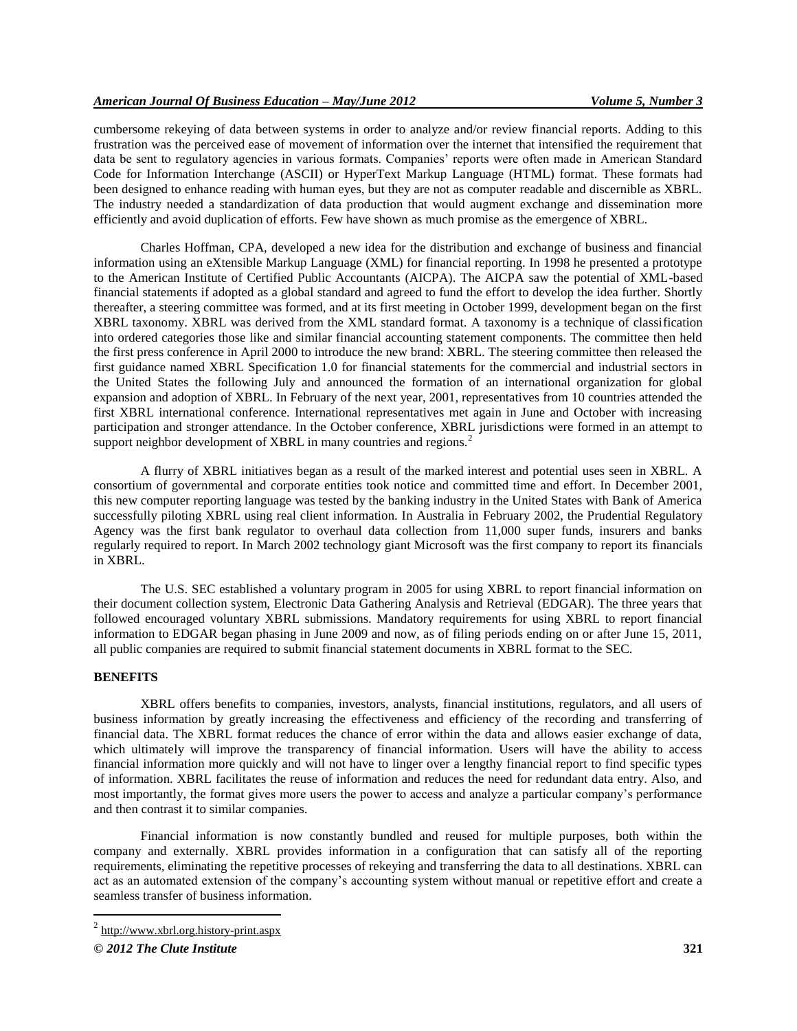cumbersome rekeying of data between systems in order to analyze and/or review financial reports. Adding to this frustration was the perceived ease of movement of information over the internet that intensified the requirement that data be sent to regulatory agencies in various formats. Companies' reports were often made in American Standard Code for Information Interchange (ASCII) or HyperText Markup Language (HTML) format. These formats had been designed to enhance reading with human eyes, but they are not as computer readable and discernible as XBRL. The industry needed a standardization of data production that would augment exchange and dissemination more efficiently and avoid duplication of efforts. Few have shown as much promise as the emergence of XBRL.

Charles Hoffman, CPA, developed a new idea for the distribution and exchange of business and financial information using an eXtensible Markup Language (XML) for financial reporting. In 1998 he presented a prototype to the American Institute of Certified Public Accountants (AICPA). The AICPA saw the potential of XML-based financial statements if adopted as a global standard and agreed to fund the effort to develop the idea further. Shortly thereafter, a steering committee was formed, and at its first meeting in October 1999, development began on the first XBRL taxonomy. XBRL was derived from the XML standard format. A taxonomy is a technique of classification into ordered categories those like and similar financial accounting statement components. The committee then held the first press conference in April 2000 to introduce the new brand: XBRL. The steering committee then released the first guidance named XBRL Specification 1.0 for financial statements for the commercial and industrial sectors in the United States the following July and announced the formation of an international organization for global expansion and adoption of XBRL. In February of the next year, 2001, representatives from 10 countries attended the first XBRL international conference. International representatives met again in June and October with increasing participation and stronger attendance. In the October conference, XBRL jurisdictions were formed in an attempt to support neighbor development of XBRL in many countries and regions.[2]

A flurry of XBRL initiatives began as a result of the marked interest and potential uses seen in XBRL. A consortium of governmental and corporate entities took notice and committed time and effort. In December 2001, this new computer reporting language was tested by the banking industry in the United States with Bank of America successfully piloting XBRL using real client information. In Australia in February 2002, the Prudential Regulatory Agency was the first bank regulator to overhaul data collection from 11,000 super funds, insurers and banks regularly required to report. In March 2002 technology giant Microsoft was the first company to report its financials in XBRL.

The U.S. SEC established a voluntary program in 2005 for using XBRL to report financial information on their document collection system, Electronic Data Gathering Analysis and Retrieval (EDGAR). The three years that followed encouraged voluntary XBRL submissions. Mandatory requirements for using XBRL to report financial information to EDGAR began phasing in June 2009 and now, as of filing periods ending on or after June 15, 2011, all public companies are required to submit financial statement documents in XBRL format to the SEC.

## BENEFITS

XBRL offers benefits to companies, investors, analysts, financial institutions, regulators, and all users of business information by greatly increasing the effectiveness and efficiency of the recording and transferring of financial data. The XBRL format reduces the chance of error within the data and allows easier exchange of data, which ultimately will improve the transparency of financial information. Users will have the ability to access financial information more quickly and will not have to linger over a lengthy financial report to find specific types of information. XBRL facilitates the reuse of information and reduces the need for redundant data entry. Also, and most importantly, the format gives more users the power to access and analyze a particular company's performance and then contrast it to similar companies.

Financial information is now constantly bundled and reused for multiple purposes, both within the company and externally. XBRL provides information in a configuration that can satisfy all of the reporting requirements, eliminating the repetitive processes of rekeying and transferring the data to all destinations. XBRL can act as an automated extension of the company's accounting system without manual or repetitive effort and create a seamless transfer of business information.

[2] http://www.xbrl.org.history-print.aspx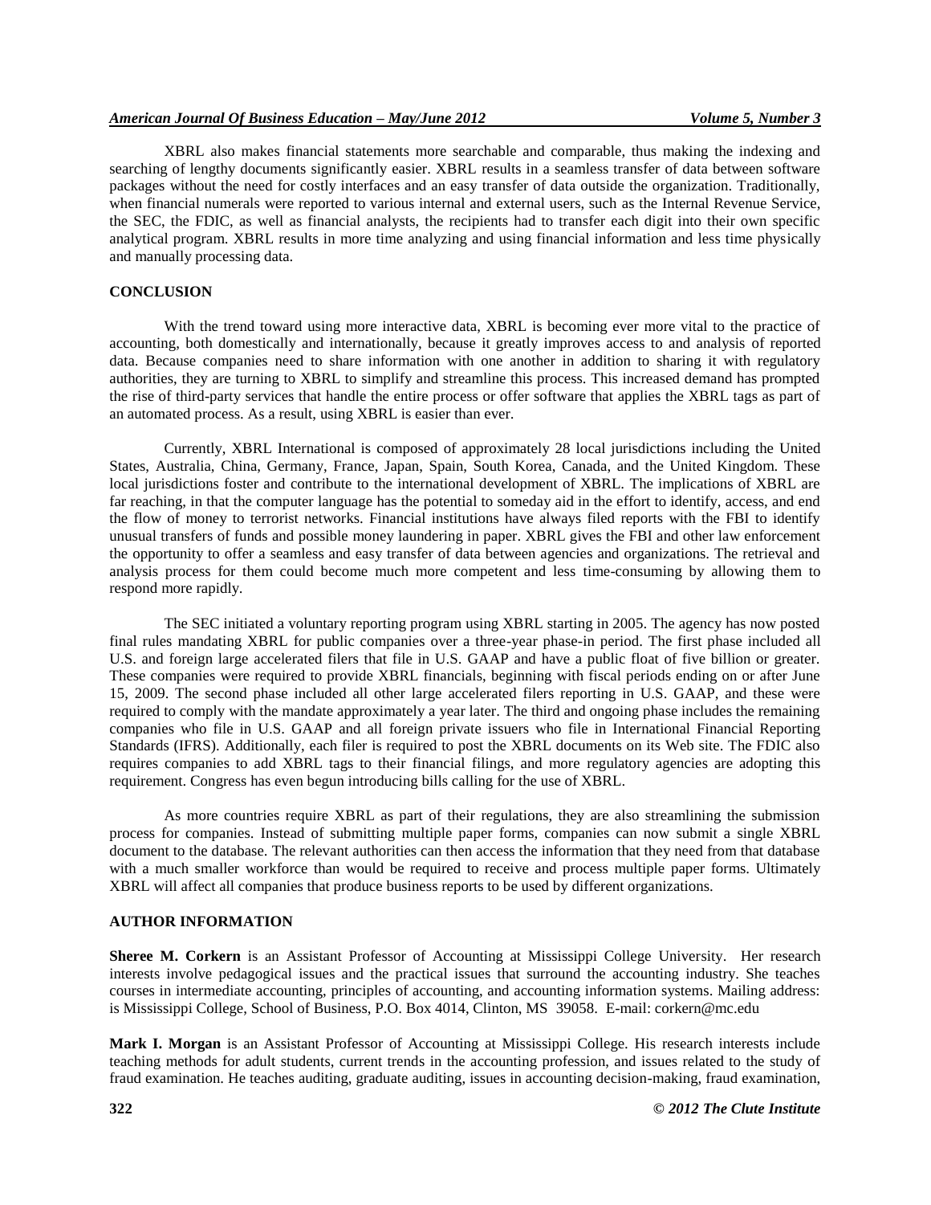XBRL also makes financial statements more searchable and comparable, thus making the indexing and searching of lengthy documents significantly easier. XBRL results in a seamless transfer of data between software packages without the need for costly interfaces and an easy transfer of data outside the organization. Traditionally, when financial numerals were reported to various internal and external users, such as the Internal Revenue Service, the SEC, the FDIC, as well as financial analysts, the recipients had to transfer each digit into their own specific analytical program. XBRL results in more time analyzing and using financial information and less time physically and manually processing data.

## CONCLUSION

With the trend toward using more interactive data, XBRL is becoming ever more vital to the practice of accounting, both domestically and internationally, because it greatly improves access to and analysis of reported data. Because companies need to share information with one another in addition to sharing it with regulatory authorities, they are turning to XBRL to simplify and streamline this process. This increased demand has prompted the rise of third-party services that handle the entire process or offer software that applies the XBRL tags as part of an automated process. As a result, using XBRL is easier than ever.

Currently, XBRL International is composed of approximately 28 local jurisdictions including the United States, Australia, China, Germany, France, Japan, Spain, South Korea, Canada, and the United Kingdom. These local jurisdictions foster and contribute to the international development of XBRL. The implications of XBRL are far reaching, in that the computer language has the potential to someday aid in the effort to identify, access, and end the flow of money to terrorist networks. Financial institutions have always filed reports with the FBI to identify unusual transfers of funds and possible money laundering in paper. XBRL gives the FBI and other law enforcement the opportunity to offer a seamless and easy transfer of data between agencies and organizations. The retrieval and analysis process for them could become much more competent and less time-consuming by allowing them to respond more rapidly.

The SEC initiated a voluntary reporting program using XBRL starting in 2005. The agency has now posted final rules mandating XBRL for public companies over a three-year phase-in period. The first phase included all U.S. and foreign large accelerated filers that file in U.S. GAAP and have a public float of five billion or greater. These companies were required to provide XBRL financials, beginning with fiscal periods ending on or after June 15, 2009. The second phase included all other large accelerated filers reporting in U.S. GAAP, and these were required to comply with the mandate approximately a year later. The third and ongoing phase includes the remaining companies who file in U.S. GAAP and all foreign private issuers who file in International Financial Reporting Standards (IFRS). Additionally, each filer is required to post the XBRL documents on its Web site. The FDIC also requires companies to add XBRL tags to their financial filings, and more regulatory agencies are adopting this requirement. Congress has even begun introducing bills calling for the use of XBRL.

As more countries require XBRL as part of their regulations, they are also streamlining the submission process for companies. Instead of submitting multiple paper forms, companies can now submit a single XBRL document to the database. The relevant authorities can then access the information that they need from that database with a much smaller workforce than would be required to receive and process multiple paper forms. Ultimately XBRL will affect all companies that produce business reports to be used by different organizations.

## AUTHOR INFORMATION

**Sheree M. Corkern** is an Assistant Professor of Accounting at Mississippi College University. Her research interests involve pedagogical issues and the practical issues that surround the accounting industry. She teaches courses in intermediate accounting, principles of accounting, and accounting information systems. Mailing address: is Mississippi College, School of Business, P.O. Box 4014, Clinton, MS 39058. E-mail: corkern@mc.edu

**Mark I. Morgan** is an Assistant Professor of Accounting at Mississippi College. His research interests include teaching methods for adult students, current trends in the accounting profession, and issues related to the study of fraud examination. He teaches auditing, graduate auditing, issues in accounting decision-making, fraud examination,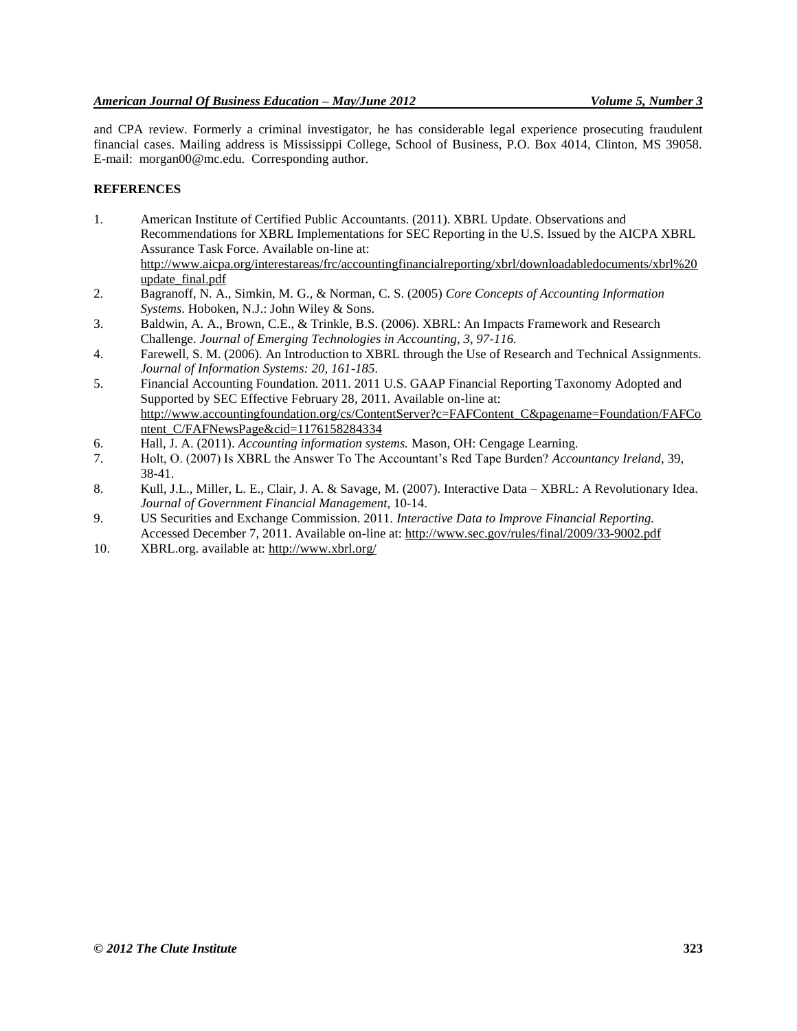and CPA review. Formerly a criminal investigator, he has considerable legal experience prosecuting fraudulent financial cases. Mailing address is Mississippi College, School of Business, P.O. Box 4014, Clinton, MS 39058. E-mail: morgan00@mc.edu. Corresponding author.

## REFERENCES

1. American Institute of Certified Public Accountants. (2011). XBRL Update. Observations and Recommendations for XBRL Implementations for SEC Reporting in the U.S. Issued by the AICPA XBRL Assurance Task Force. Available on-line at: http://www.aicpa.org/interestareas/frc/accountingfinancialreporting/xbrl/downloadabledocuments/xbrl%20update_final.pdf
2. Bagranoff, N. A., Simkin, M. G., & Norman, C. S. (2005) *Core Concepts of Accounting Information Systems*. Hoboken, N.J.: John Wiley & Sons.
3. Baldwin, A. A., Brown, C.E., & Trinkle, B.S. (2006). XBRL: An Impacts Framework and Research Challenge. *Journal of Emerging Technologies in Accounting, 3, 97-116.*
4. Farewell, S. M. (2006). An Introduction to XBRL through the Use of Research and Technical Assignments. *Journal of Information Systems: 20, 161-185.*
5. Financial Accounting Foundation. 2011. 2011 U.S. GAAP Financial Reporting Taxonomy Adopted and Supported by SEC Effective February 28, 2011. Available on-line at: http://www.accountingfoundation.org/cs/ContentServer?c=FAFContent_C&pagename=Foundation/FAFContent_C/FAFNewsPage&cid=1176158284334
6. Hall, J. A. (2011). *Accounting information systems.* Mason, OH: Cengage Learning.
7. Holt, O. (2007) Is XBRL the Answer To The Accountant's Red Tape Burden? *Accountancy Ireland*, 39, 38-41.
8. Kull, J.L., Miller, L. E., Clair, J. A. & Savage, M. (2007). Interactive Data – XBRL: A Revolutionary Idea. *Journal of Government Financial Management,* 10-14.
9. US Securities and Exchange Commission. 2011. *Interactive Data to Improve Financial Reporting.* Accessed December 7, 2011. Available on-line at: http://www.sec.gov/rules/final/2009/33-9002.pdf
10. XBRL.org. available at: http://www.xbrl.org/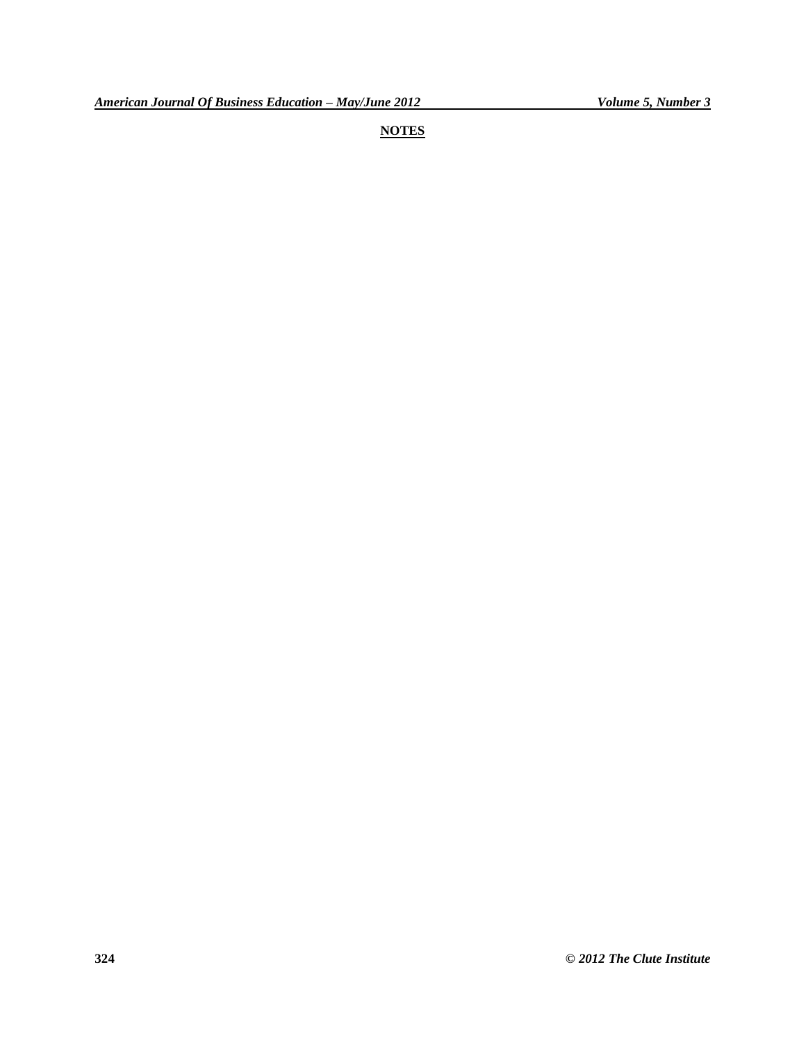**NOTES**